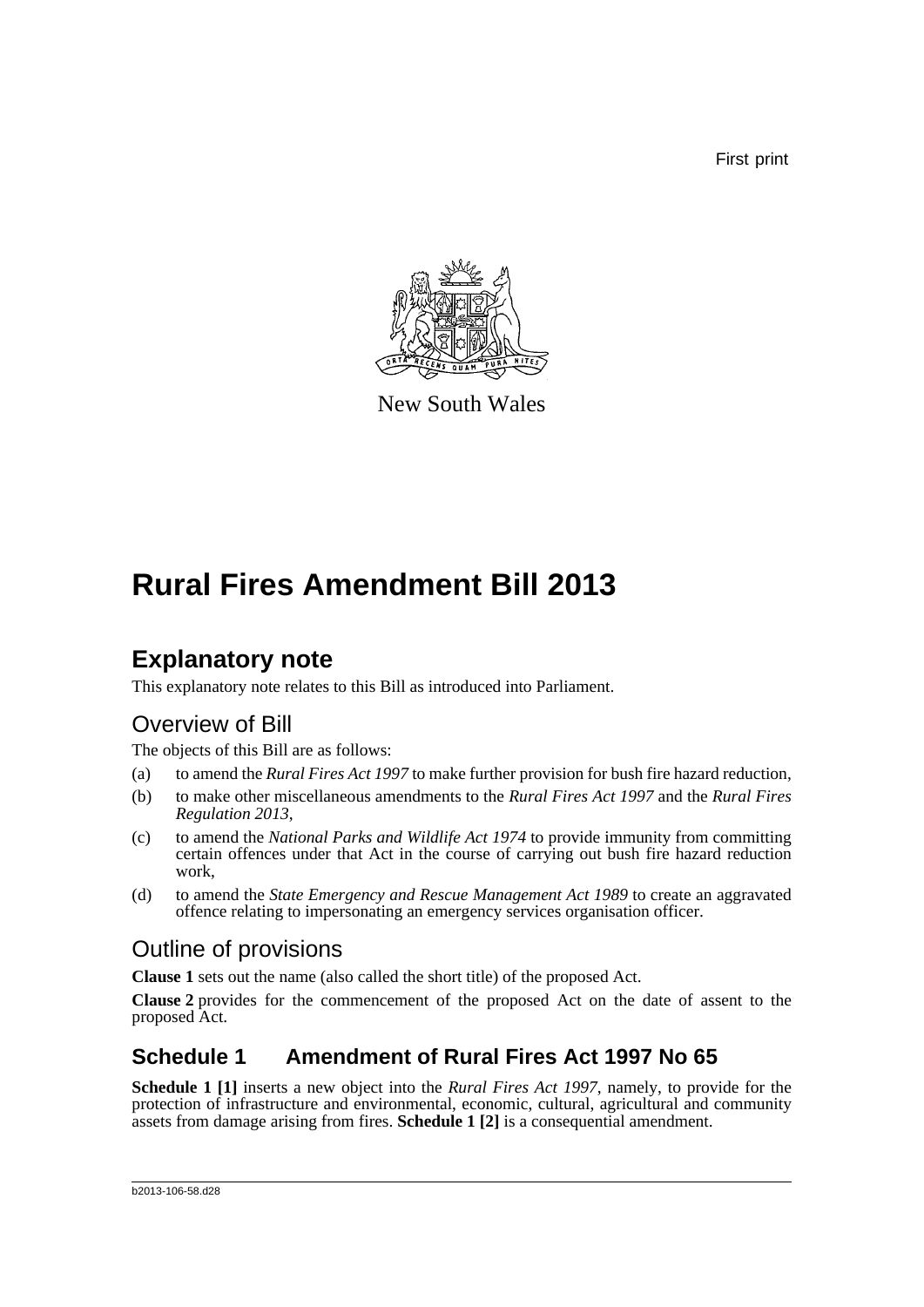First print

New South Wales

# Rural Fires Amendment Bill 2013

## Explanatory note

This explanatory note relates to this Bill as introduced into Parliament.

### Overview of Bill

The objects of this Bill are as follows:

(a) to amend the *Rural Fires Act 1997* to make further provision for bush fire hazard reduction,

(b) to make other miscellaneous amendments to the *Rural Fires Act 1997* and the *Rural Fires Regulation 2013*,

(c) to amend the *National Parks and Wildlife Act 1974* to provide immunity from committing certain offences under that Act in the course of carrying out bush fire hazard reduction work,

(d) to amend the *State Emergency and Rescue Management Act 1989* to create an aggravated offence relating to impersonating an emergency services organisation officer.

### Outline of provisions

**Clause 1** sets out the name (also called the short title) of the proposed Act.

**Clause 2** provides for the commencement of the proposed Act on the date of assent to the proposed Act.

## Schedule 1 Amendment of Rural Fires Act 1997 No 65

**Schedule 1 [1]** inserts a new object into the *Rural Fires Act 1997*, namely, to provide for the protection of infrastructure and environmental, economic, cultural, agricultural and community assets from damage arising from fires. **Schedule 1 [2]** is a consequential amendment.

b2013-106-58.d28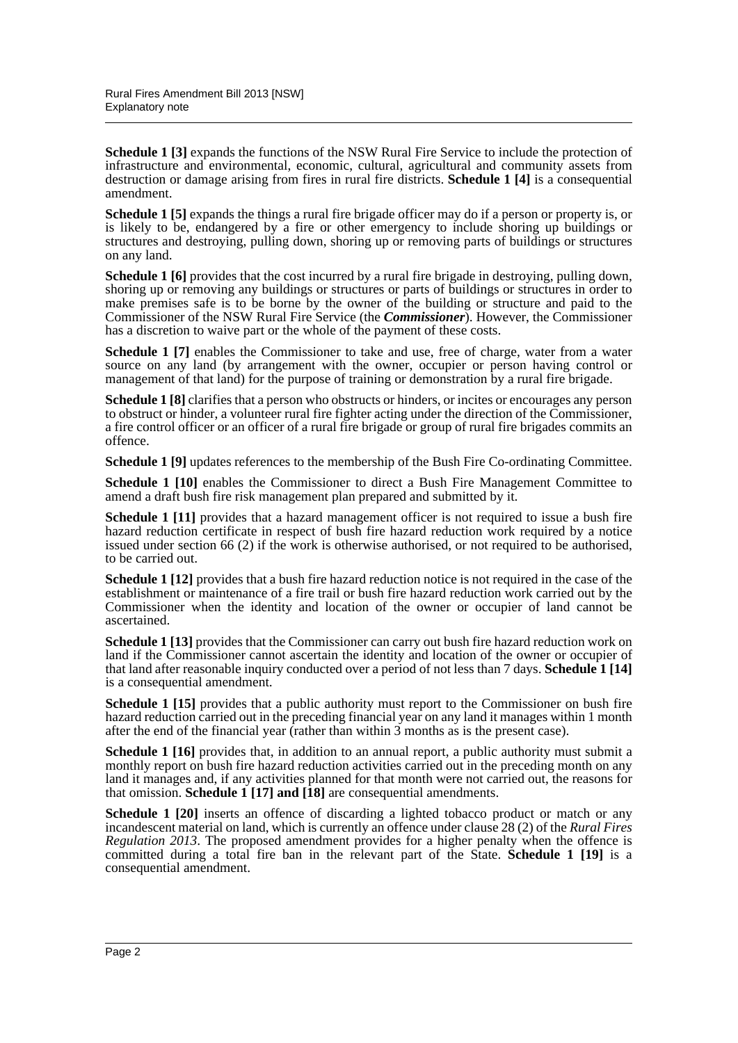**Schedule 1 [3]** expands the functions of the NSW Rural Fire Service to include the protection of infrastructure and environmental, economic, cultural, agricultural and community assets from destruction or damage arising from fires in rural fire districts. **Schedule 1 [4]** is a consequential amendment.

**Schedule 1 [5]** expands the things a rural fire brigade officer may do if a person or property is, or is likely to be, endangered by a fire or other emergency to include shoring up buildings or structures and destroying, pulling down, shoring up or removing parts of buildings or structures on any land.

**Schedule 1 [6]** provides that the cost incurred by a rural fire brigade in destroying, pulling down, shoring up or removing any buildings or structures or parts of buildings or structures in order to make premises safe is to be borne by the owner of the building or structure and paid to the Commissioner of the NSW Rural Fire Service (the ***Commissioner***). However, the Commissioner has a discretion to waive part or the whole of the payment of these costs.

**Schedule 1 [7]** enables the Commissioner to take and use, free of charge, water from a water source on any land (by arrangement with the owner, occupier or person having control or management of that land) for the purpose of training or demonstration by a rural fire brigade.

**Schedule 1 [8]** clarifies that a person who obstructs or hinders, or incites or encourages any person to obstruct or hinder, a volunteer rural fire fighter acting under the direction of the Commissioner, a fire control officer or an officer of a rural fire brigade or group of rural fire brigades commits an offence.

**Schedule 1 [9]** updates references to the membership of the Bush Fire Co-ordinating Committee.

**Schedule 1 [10]** enables the Commissioner to direct a Bush Fire Management Committee to amend a draft bush fire risk management plan prepared and submitted by it.

**Schedule 1 [11]** provides that a hazard management officer is not required to issue a bush fire hazard reduction certificate in respect of bush fire hazard reduction work required by a notice issued under section 66 (2) if the work is otherwise authorised, or not required to be authorised, to be carried out.

**Schedule 1 [12]** provides that a bush fire hazard reduction notice is not required in the case of the establishment or maintenance of a fire trail or bush fire hazard reduction work carried out by the Commissioner when the identity and location of the owner or occupier of land cannot be ascertained.

**Schedule 1 [13]** provides that the Commissioner can carry out bush fire hazard reduction work on land if the Commissioner cannot ascertain the identity and location of the owner or occupier of that land after reasonable inquiry conducted over a period of not less than 7 days. **Schedule 1 [14]** is a consequential amendment.

**Schedule 1 [15]** provides that a public authority must report to the Commissioner on bush fire hazard reduction carried out in the preceding financial year on any land it manages within 1 month after the end of the financial year (rather than within 3 months as is the present case).

**Schedule 1 [16]** provides that, in addition to an annual report, a public authority must submit a monthly report on bush fire hazard reduction activities carried out in the preceding month on any land it manages and, if any activities planned for that month were not carried out, the reasons for that omission. **Schedule 1 [17] and [18]** are consequential amendments.

**Schedule 1 [20]** inserts an offence of discarding a lighted tobacco product or match or any incandescent material on land, which is currently an offence under clause 28 (2) of the *Rural Fires Regulation 2013*. The proposed amendment provides for a higher penalty when the offence is committed during a total fire ban in the relevant part of the State. **Schedule 1 [19]** is a consequential amendment.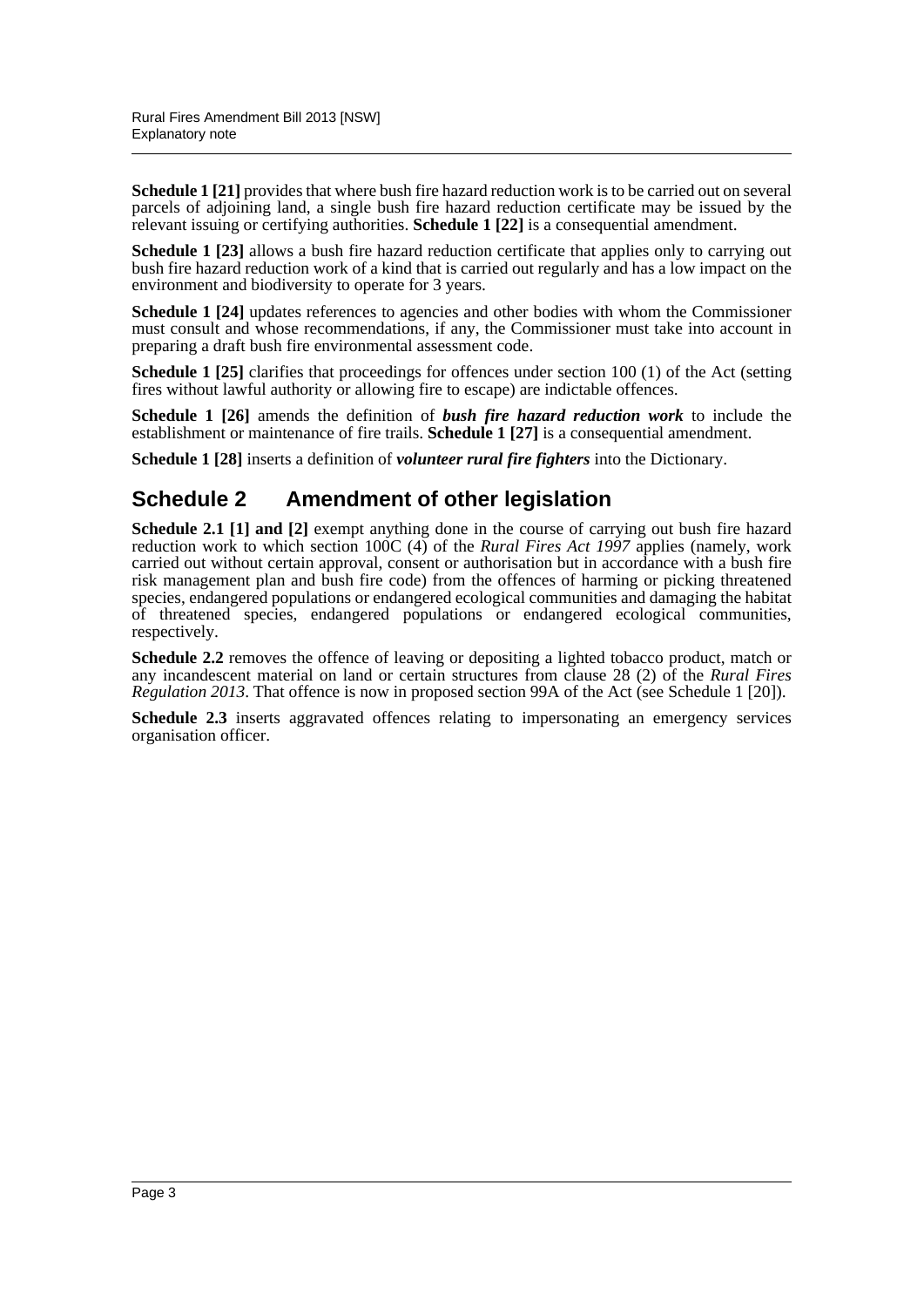**Schedule 1 [21]** provides that where bush fire hazard reduction work is to be carried out on several parcels of adjoining land, a single bush fire hazard reduction certificate may be issued by the relevant issuing or certifying authorities. **Schedule 1 [22]** is a consequential amendment.

**Schedule 1 [23]** allows a bush fire hazard reduction certificate that applies only to carrying out bush fire hazard reduction work of a kind that is carried out regularly and has a low impact on the environment and biodiversity to operate for 3 years.

**Schedule 1 [24]** updates references to agencies and other bodies with whom the Commissioner must consult and whose recommendations, if any, the Commissioner must take into account in preparing a draft bush fire environmental assessment code.

**Schedule 1 [25]** clarifies that proceedings for offences under section 100 (1) of the Act (setting fires without lawful authority or allowing fire to escape) are indictable offences.

**Schedule 1 [26]** amends the definition of ***bush fire hazard reduction work*** to include the establishment or maintenance of fire trails. **Schedule 1 [27]** is a consequential amendment.

**Schedule 1 [28]** inserts a definition of ***volunteer rural fire fighters*** into the Dictionary.

## Schedule 2 Amendment of other legislation

**Schedule 2.1 [1] and [2]** exempt anything done in the course of carrying out bush fire hazard reduction work to which section 100C (4) of the *Rural Fires Act 1997* applies (namely, work carried out without certain approval, consent or authorisation but in accordance with a bush fire risk management plan and bush fire code) from the offences of harming or picking threatened species, endangered populations or endangered ecological communities and damaging the habitat of threatened species, endangered populations or endangered ecological communities, respectively.

**Schedule 2.2** removes the offence of leaving or depositing a lighted tobacco product, match or any incandescent material on land or certain structures from clause 28 (2) of the *Rural Fires Regulation 2013*. That offence is now in proposed section 99A of the Act (see Schedule 1 [20]).

**Schedule 2.3** inserts aggravated offences relating to impersonating an emergency services organisation officer.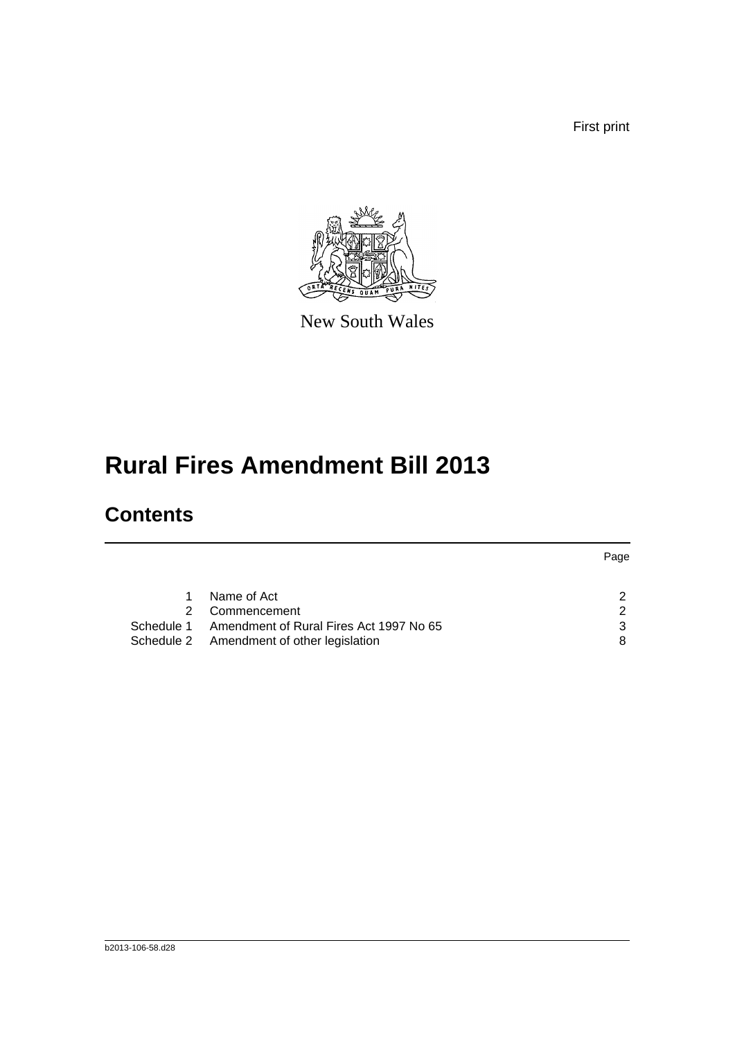First print

New South Wales

# Rural Fires Amendment Bill 2013

## Contents

| | | Page |
|---|---|---|
| 1 | Name of Act | 2 |
| 2 | Commencement | 2 |
| Schedule 1 | Amendment of Rural Fires Act 1997 No 65 | 3 |
| Schedule 2 | Amendment of other legislation | 8 |

b2013-106-58.d28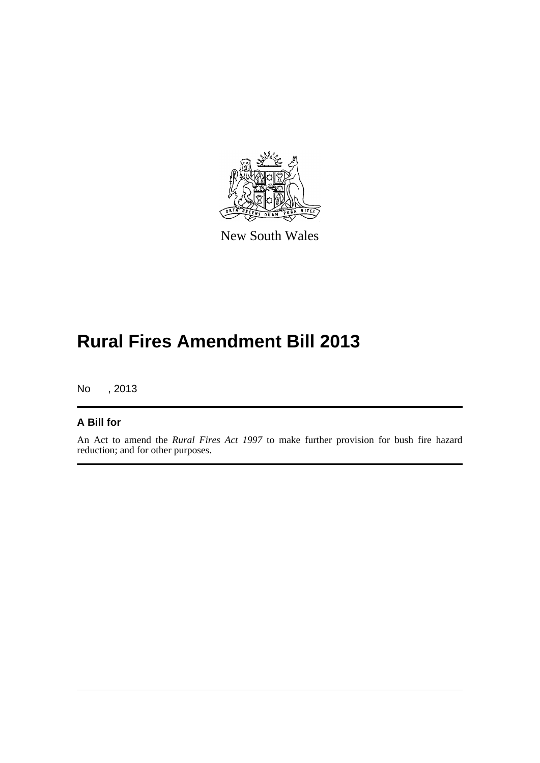New South Wales

# Rural Fires Amendment Bill 2013

No , 2013

## A Bill for

An Act to amend the *Rural Fires Act 1997* to make further provision for bush fire hazard reduction; and for other purposes.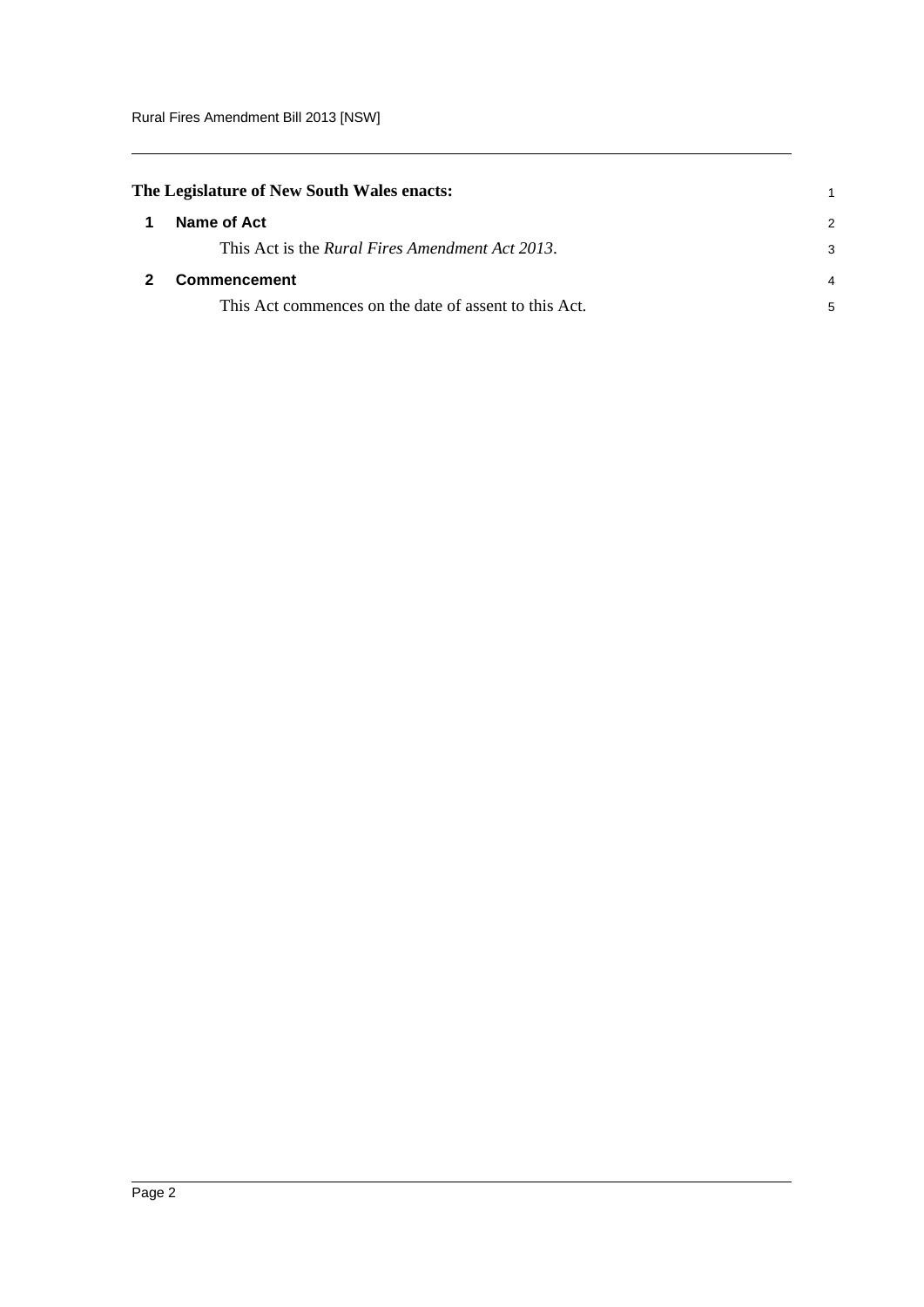**The Legislature of New South Wales enacts:**

## 1 Name of Act

This Act is the *Rural Fires Amendment Act 2013*.

## 2 Commencement

This Act commences on the date of assent to this Act.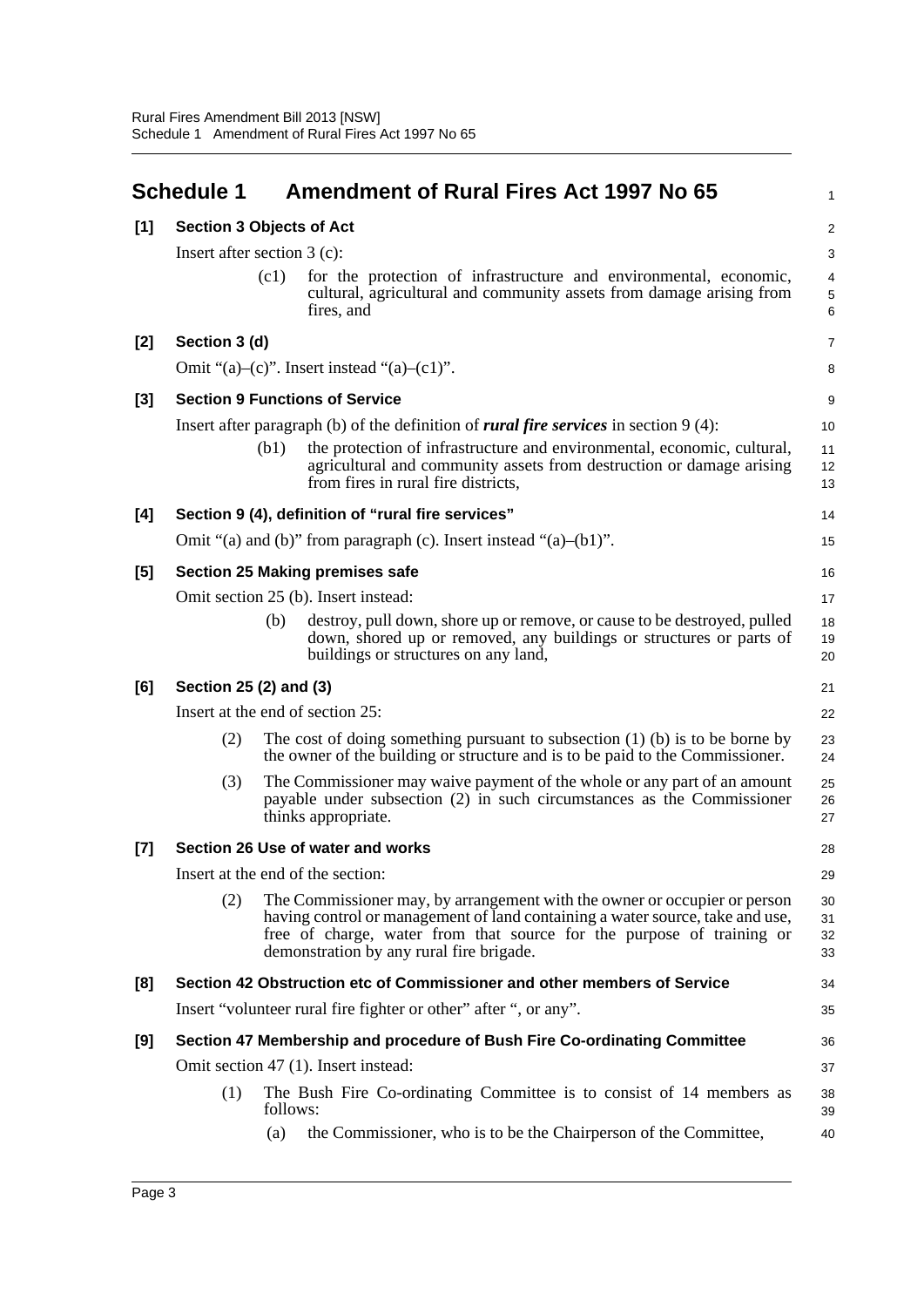# Schedule 1 Amendment of Rural Fires Act 1997 No 65

## [1] Section 3 Objects of Act

Insert after section 3 (c):

(c1) for the protection of infrastructure and environmental, economic, cultural, agricultural and community assets from damage arising from fires, and

## [2] Section 3 (d)

Omit "(a)–(c)". Insert instead "(a)–(c1)".

## [3] Section 9 Functions of Service

Insert after paragraph (b) of the definition of ***rural fire services*** in section 9 (4):

(b1) the protection of infrastructure and environmental, economic, cultural, agricultural and community assets from destruction or damage arising from fires in rural fire districts,

## [4] Section 9 (4), definition of "rural fire services"

Omit "(a) and (b)" from paragraph (c). Insert instead "(a)–(b1)".

## [5] Section 25 Making premises safe

Omit section 25 (b). Insert instead:

(b) destroy, pull down, shore up or remove, or cause to be destroyed, pulled down, shored up or removed, any buildings or structures or parts of buildings or structures on any land,

## [6] Section 25 (2) and (3)

Insert at the end of section 25:

(2) The cost of doing something pursuant to subsection (1) (b) is to be borne by the owner of the building or structure and is to be paid to the Commissioner.

(3) The Commissioner may waive payment of the whole or any part of an amount payable under subsection (2) in such circumstances as the Commissioner thinks appropriate.

## [7] Section 26 Use of water and works

Insert at the end of the section:

(2) The Commissioner may, by arrangement with the owner or occupier or person having control or management of land containing a water source, take and use, free of charge, water from that source for the purpose of training or demonstration by any rural fire brigade.

## [8] Section 42 Obstruction etc of Commissioner and other members of Service

Insert "volunteer rural fire fighter or other" after ", or any".

## [9] Section 47 Membership and procedure of Bush Fire Co-ordinating Committee

Omit section 47 (1). Insert instead:

(1) The Bush Fire Co-ordinating Committee is to consist of 14 members as follows:

(a) the Commissioner, who is to be the Chairperson of the Committee,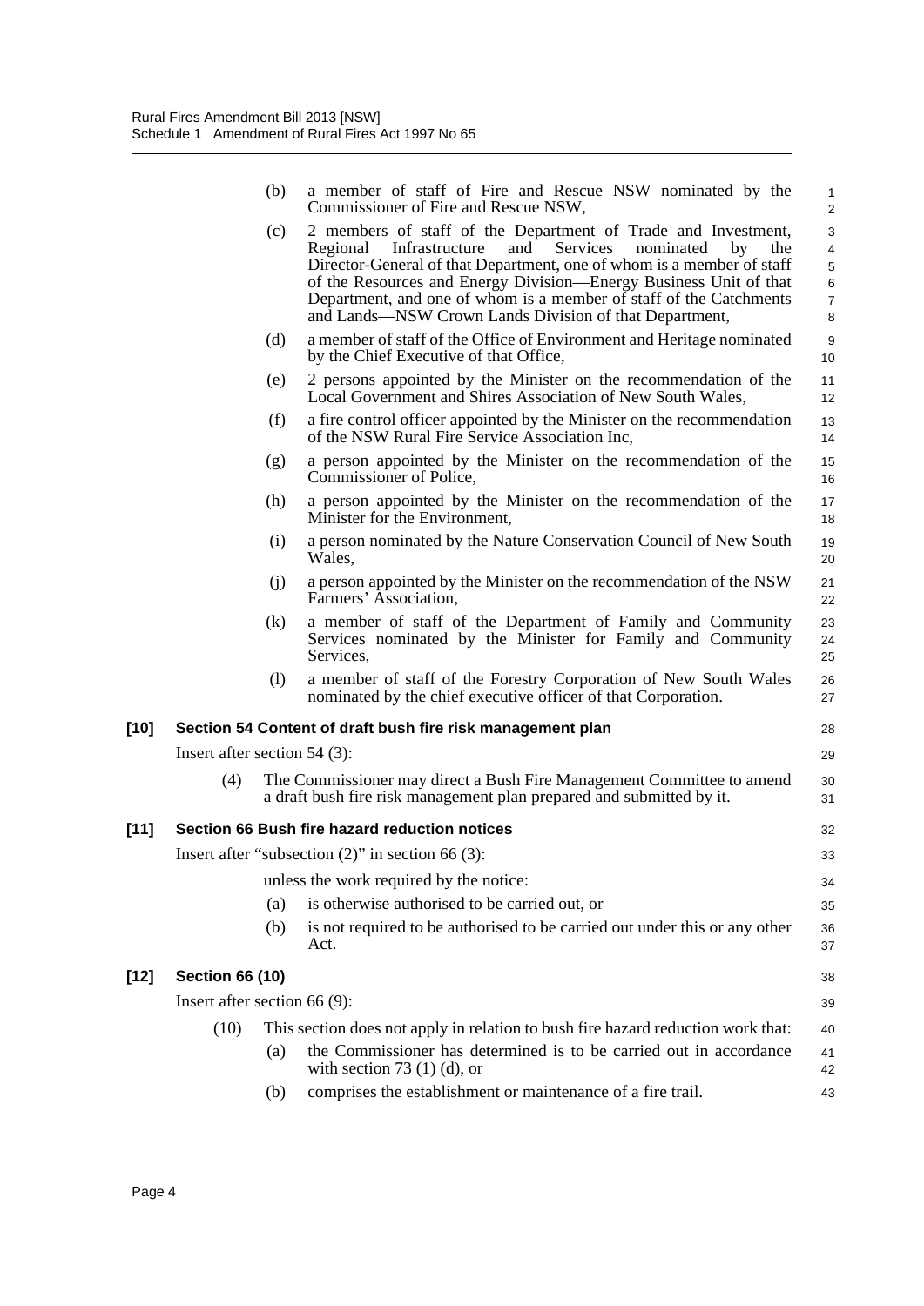(b) a member of staff of Fire and Rescue NSW nominated by the Commissioner of Fire and Rescue NSW,

(c) 2 members of staff of the Department of Trade and Investment, Regional Infrastructure and Services nominated by the Director-General of that Department, one of whom is a member of staff of the Resources and Energy Division—Energy Business Unit of that Department, and one of whom is a member of staff of the Catchments and Lands—NSW Crown Lands Division of that Department,

(d) a member of staff of the Office of Environment and Heritage nominated by the Chief Executive of that Office,

(e) 2 persons appointed by the Minister on the recommendation of the Local Government and Shires Association of New South Wales,

(f) a fire control officer appointed by the Minister on the recommendation of the NSW Rural Fire Service Association Inc,

(g) a person appointed by the Minister on the recommendation of the Commissioner of Police,

(h) a person appointed by the Minister on the recommendation of the Minister for the Environment,

(i) a person nominated by the Nature Conservation Council of New South Wales,

(j) a person appointed by the Minister on the recommendation of the NSW Farmers' Association,

(k) a member of staff of the Department of Family and Community Services nominated by the Minister for Family and Community Services,

(l) a member of staff of the Forestry Corporation of New South Wales nominated by the chief executive officer of that Corporation.

**[10] Section 54 Content of draft bush fire risk management plan**

Insert after section 54 (3):

(4) The Commissioner may direct a Bush Fire Management Committee to amend a draft bush fire risk management plan prepared and submitted by it.

**[11] Section 66 Bush fire hazard reduction notices**

Insert after "subsection (2)" in section 66 (3):

unless the work required by the notice:

(a) is otherwise authorised to be carried out, or

(b) is not required to be authorised to be carried out under this or any other Act.

**[12] Section 66 (10)**

Insert after section 66 (9):

(10) This section does not apply in relation to bush fire hazard reduction work that:

(a) the Commissioner has determined is to be carried out in accordance with section 73 (1) (d), or

(b) comprises the establishment or maintenance of a fire trail.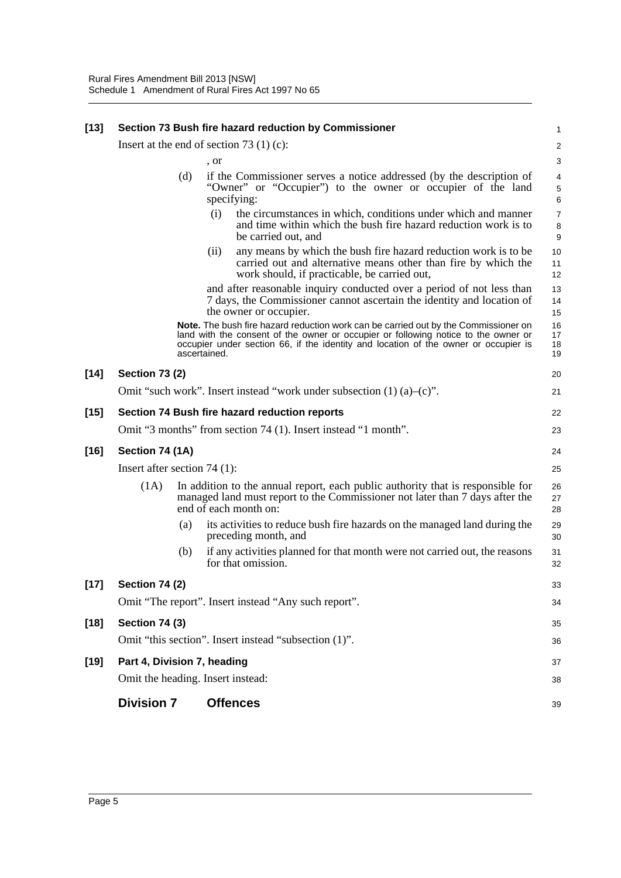**[13] Section 73 Bush fire hazard reduction by Commissioner**

Insert at the end of section 73 (1) (c):

, or

(d) if the Commissioner serves a notice addressed (by the description of "Owner" or "Occupier") to the owner or occupier of the land specifying:

(i) the circumstances in which, conditions under which and manner and time within which the bush fire hazard reduction work is to be carried out, and

(ii) any means by which the bush fire hazard reduction work is to be carried out and alternative means other than fire by which the work should, if practicable, be carried out,

and after reasonable inquiry conducted over a period of not less than 7 days, the Commissioner cannot ascertain the identity and location of the owner or occupier.

**Note.** The bush fire hazard reduction work can be carried out by the Commissioner on land with the consent of the owner or occupier or following notice to the owner or occupier under section 66, if the identity and location of the owner or occupier is ascertained.

**[14] Section 73 (2)**

Omit "such work". Insert instead "work under subsection (1) (a)–(c)".

**[15] Section 74 Bush fire hazard reduction reports**

Omit "3 months" from section 74 (1). Insert instead "1 month".

**[16] Section 74 (1A)**

Insert after section 74 (1):

(1A) In addition to the annual report, each public authority that is responsible for managed land must report to the Commissioner not later than 7 days after the end of each month on:

(a) its activities to reduce bush fire hazards on the managed land during the preceding month, and

(b) if any activities planned for that month were not carried out, the reasons for that omission.

**[17] Section 74 (2)**

Omit "The report". Insert instead "Any such report".

**[18] Section 74 (3)**

Omit "this section". Insert instead "subsection (1)".

**[19] Part 4, Division 7, heading**

Omit the heading. Insert instead:

## Division 7 Offences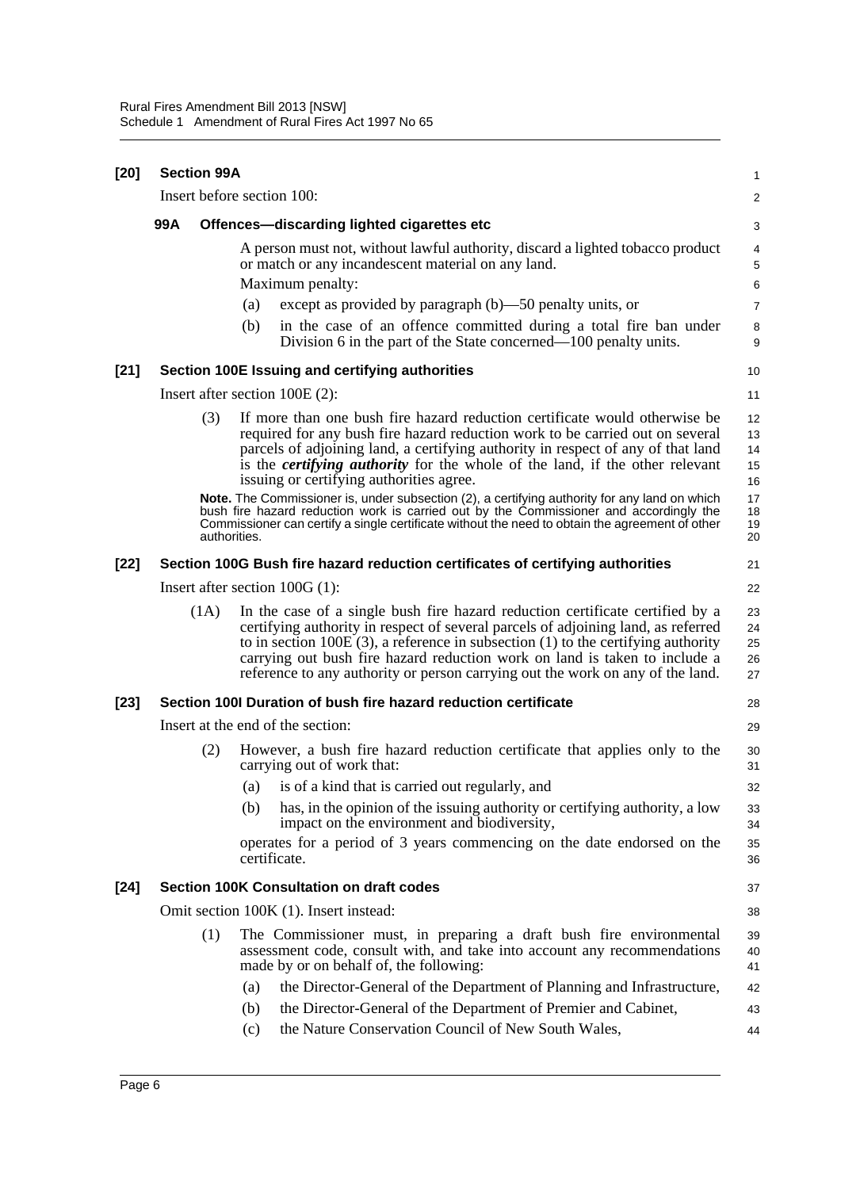**[20] Section 99A**

Insert before section 100:

**99A Offences—discarding lighted cigarettes etc**

A person must not, without lawful authority, discard a lighted tobacco product or match or any incandescent material on any land.

Maximum penalty:

(a) except as provided by paragraph (b)—50 penalty units, or

(b) in the case of an offence committed during a total fire ban under Division 6 in the part of the State concerned—100 penalty units.

**[21] Section 100E Issuing and certifying authorities**

Insert after section 100E (2):

(3) If more than one bush fire hazard reduction certificate would otherwise be required for any bush fire hazard reduction work to be carried out on several parcels of adjoining land, a certifying authority in respect of any of that land is the ***certifying authority*** for the whole of the land, if the other relevant issuing or certifying authorities agree.

**Note.** The Commissioner is, under subsection (2), a certifying authority for any land on which bush fire hazard reduction work is carried out by the Commissioner and accordingly the Commissioner can certify a single certificate without the need to obtain the agreement of other authorities.

**[22] Section 100G Bush fire hazard reduction certificates of certifying authorities**

Insert after section 100G (1):

(1A) In the case of a single bush fire hazard reduction certificate certified by a certifying authority in respect of several parcels of adjoining land, as referred to in section 100E (3), a reference in subsection (1) to the certifying authority carrying out bush fire hazard reduction work on land is taken to include a reference to any authority or person carrying out the work on any of the land.

**[23] Section 100I Duration of bush fire hazard reduction certificate**

Insert at the end of the section:

(2) However, a bush fire hazard reduction certificate that applies only to the carrying out of work that:

(a) is of a kind that is carried out regularly, and

(b) has, in the opinion of the issuing authority or certifying authority, a low impact on the environment and biodiversity,

operates for a period of 3 years commencing on the date endorsed on the certificate.

**[24] Section 100K Consultation on draft codes**

Omit section 100K (1). Insert instead:

(1) The Commissioner must, in preparing a draft bush fire environmental assessment code, consult with, and take into account any recommendations made by or on behalf of, the following:

(a) the Director-General of the Department of Planning and Infrastructure,

(b) the Director-General of the Department of Premier and Cabinet,

(c) the Nature Conservation Council of New South Wales,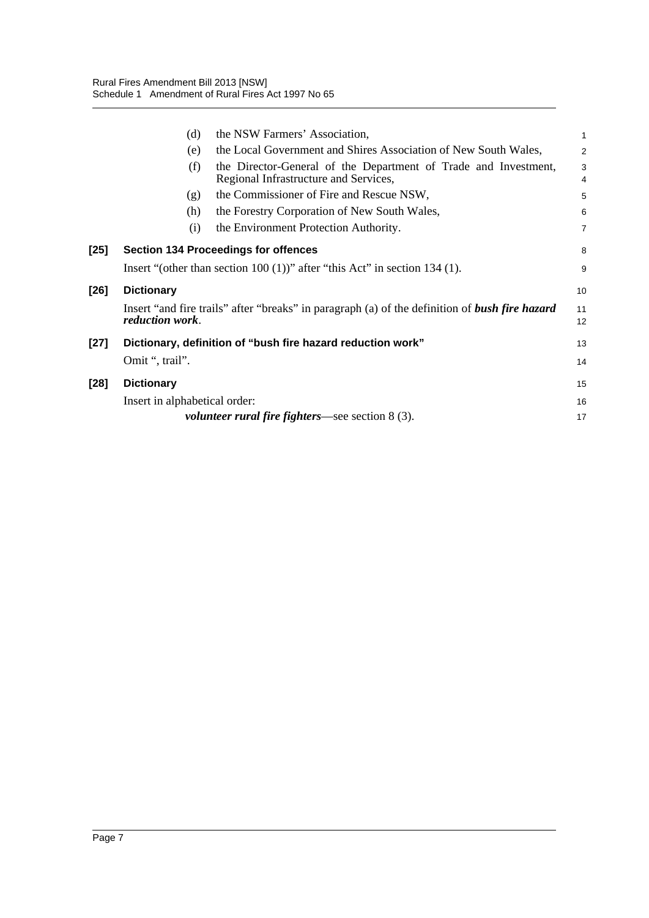(d) the NSW Farmers' Association,

(e) the Local Government and Shires Association of New South Wales,

(f) the Director-General of the Department of Trade and Investment, Regional Infrastructure and Services,

(g) the Commissioner of Fire and Rescue NSW,

(h) the Forestry Corporation of New South Wales,

(i) the Environment Protection Authority.

**[25] Section 134 Proceedings for offences**

Insert "(other than section 100 (1))" after "this Act" in section 134 (1).

**[26] Dictionary**

Insert "and fire trails" after "breaks" in paragraph (a) of the definition of ***bush fire hazard reduction work***.

**[27] Dictionary, definition of "bush fire hazard reduction work"**

Omit ", trail".

**[28] Dictionary**

Insert in alphabetical order:

***volunteer rural fire fighters***—see section 8 (3).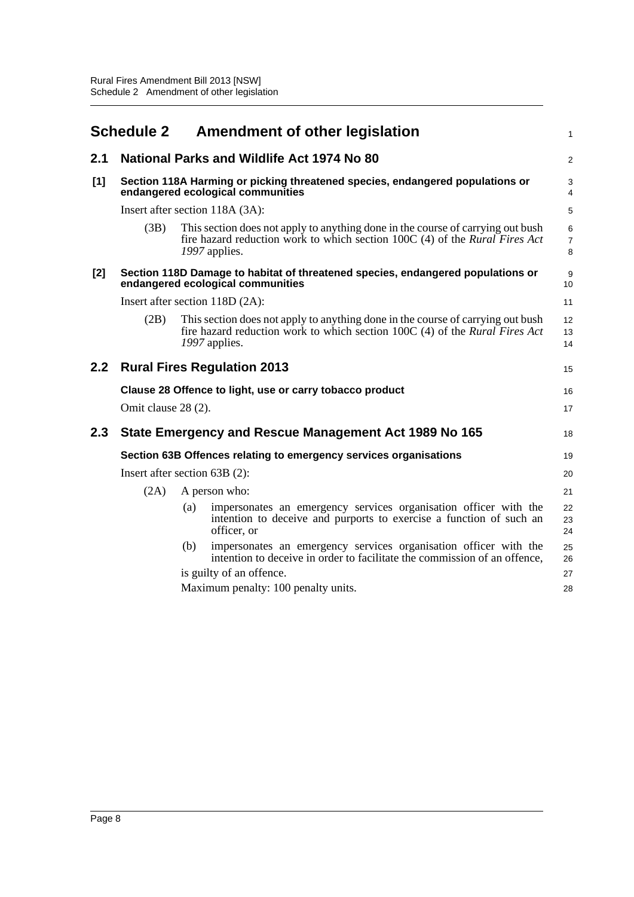# Schedule 2 Amendment of other legislation

## 2.1 National Parks and Wildlife Act 1974 No 80

### [1] Section 118A Harming or picking threatened species, endangered populations or endangered ecological communities

Insert after section 118A (3A):

(3B) This section does not apply to anything done in the course of carrying out bush fire hazard reduction work to which section 100C (4) of the *Rural Fires Act 1997* applies.

### [2] Section 118D Damage to habitat of threatened species, endangered populations or endangered ecological communities

Insert after section 118D (2A):

(2B) This section does not apply to anything done in the course of carrying out bush fire hazard reduction work to which section 100C (4) of the *Rural Fires Act 1997* applies.

## 2.2 Rural Fires Regulation 2013

### Clause 28 Offence to light, use or carry tobacco product

Omit clause 28 (2).

## 2.3 State Emergency and Rescue Management Act 1989 No 165

### Section 63B Offences relating to emergency services organisations

Insert after section 63B (2):

(2A) A person who:

(a) impersonates an emergency services organisation officer with the intention to deceive and purports to exercise a function of such an officer, or

(b) impersonates an emergency services organisation officer with the intention to deceive in order to facilitate the commission of an offence,

is guilty of an offence.

Maximum penalty: 100 penalty units.